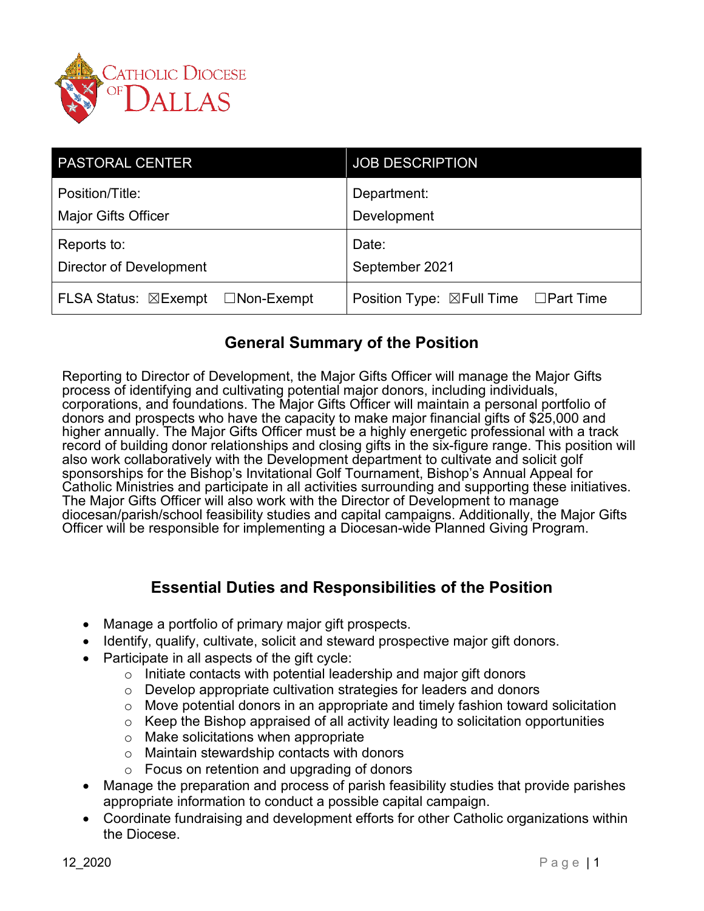Catholic Diocese of Dallas

| PASTORAL CENTER | JOB DESCRIPTION |
| --- | --- |
| Position/Title: Major Gifts Officer | Department: Development |
| Reports to: Director of Development | Date: September 2021 |
| FLSA Status: ☒Exempt ☐Non-Exempt | Position Type: ☒Full Time ☐Part Time |

## General Summary of the Position

Reporting to Director of Development, the Major Gifts Officer will manage the Major Gifts process of identifying and cultivating potential major donors, including individuals, corporations, and foundations. The Major Gifts Officer will maintain a personal portfolio of donors and prospects who have the capacity to make major financial gifts of $25,000 and higher annually. The Major Gifts Officer must be a highly energetic professional with a track record of building donor relationships and closing gifts in the six-figure range. This position will also work collaboratively with the Development department to cultivate and solicit golf sponsorships for the Bishop's Invitational Golf Tournament, Bishop's Annual Appeal for Catholic Ministries and participate in all activities surrounding and supporting these initiatives. The Major Gifts Officer will also work with the Director of Development to manage diocesan/parish/school feasibility studies and capital campaigns. Additionally, the Major Gifts Officer will be responsible for implementing a Diocesan-wide Planned Giving Program.

## Essential Duties and Responsibilities of the Position

- Manage a portfolio of primary major gift prospects.
- Identify, qualify, cultivate, solicit and steward prospective major gift donors.
- Participate in all aspects of the gift cycle:
  - Initiate contacts with potential leadership and major gift donors
  - Develop appropriate cultivation strategies for leaders and donors
  - Move potential donors in an appropriate and timely fashion toward solicitation
  - Keep the Bishop appraised of all activity leading to solicitation opportunities
  - Make solicitations when appropriate
  - Maintain stewardship contacts with donors
  - Focus on retention and upgrading of donors
- Manage the preparation and process of parish feasibility studies that provide parishes appropriate information to conduct a possible capital campaign.
- Coordinate fundraising and development efforts for other Catholic organizations within the Diocese.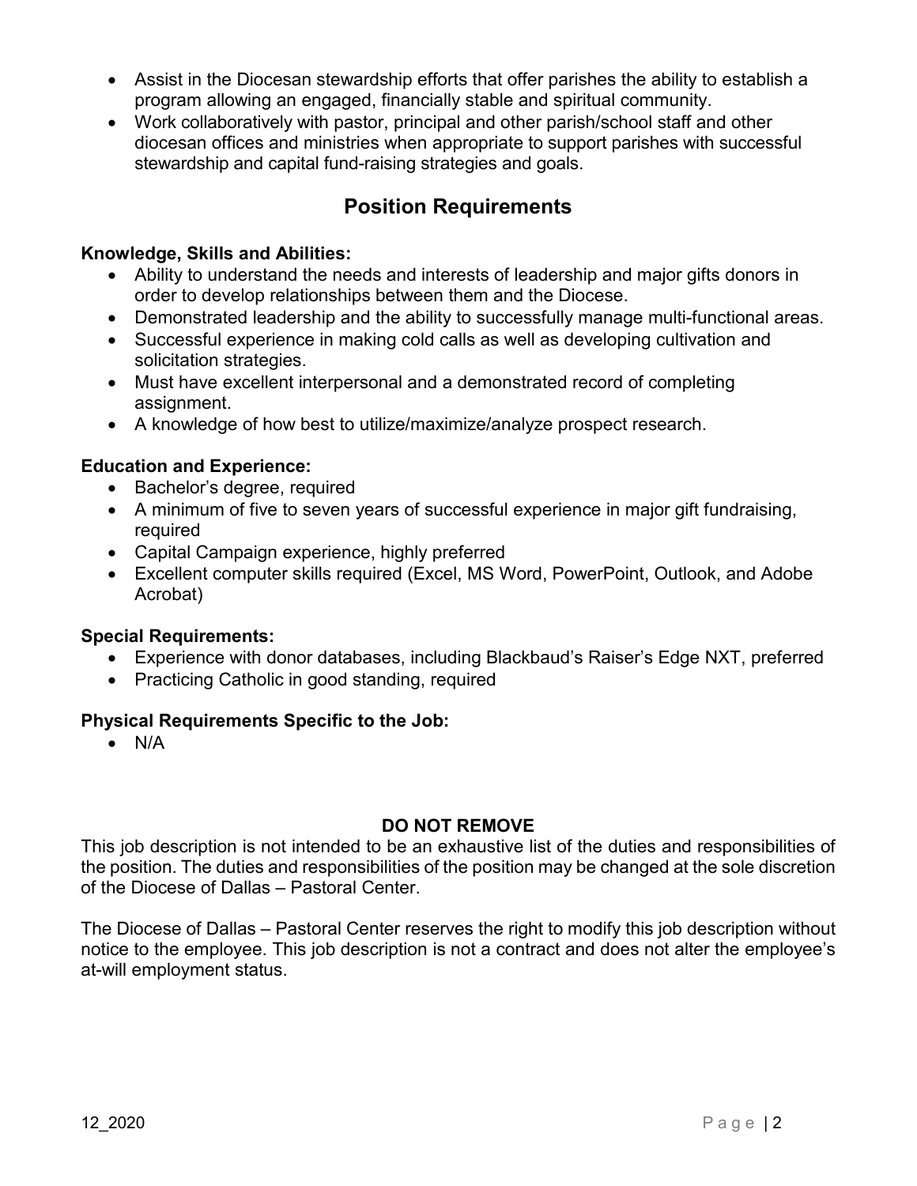- Assist in the Diocesan stewardship efforts that offer parishes the ability to establish a program allowing an engaged, financially stable and spiritual community.
- Work collaboratively with pastor, principal and other parish/school staff and other diocesan offices and ministries when appropriate to support parishes with successful stewardship and capital fund-raising strategies and goals.

## Position Requirements

**Knowledge, Skills and Abilities:**

- Ability to understand the needs and interests of leadership and major gifts donors in order to develop relationships between them and the Diocese.
- Demonstrated leadership and the ability to successfully manage multi-functional areas.
- Successful experience in making cold calls as well as developing cultivation and solicitation strategies.
- Must have excellent interpersonal and a demonstrated record of completing assignment.
- A knowledge of how best to utilize/maximize/analyze prospect research.

**Education and Experience:**

- Bachelor's degree, required
- A minimum of five to seven years of successful experience in major gift fundraising, required
- Capital Campaign experience, highly preferred
- Excellent computer skills required (Excel, MS Word, PowerPoint, Outlook, and Adobe Acrobat)

**Special Requirements:**

- Experience with donor databases, including Blackbaud's Raiser's Edge NXT, preferred
- Practicing Catholic in good standing, required

**Physical Requirements Specific to the Job:**

- N/A

**DO NOT REMOVE**

This job description is not intended to be an exhaustive list of the duties and responsibilities of the position. The duties and responsibilities of the position may be changed at the sole discretion of the Diocese of Dallas – Pastoral Center.

The Diocese of Dallas – Pastoral Center reserves the right to modify this job description without notice to the employee. This job description is not a contract and does not alter the employee's at-will employment status.

12_2020